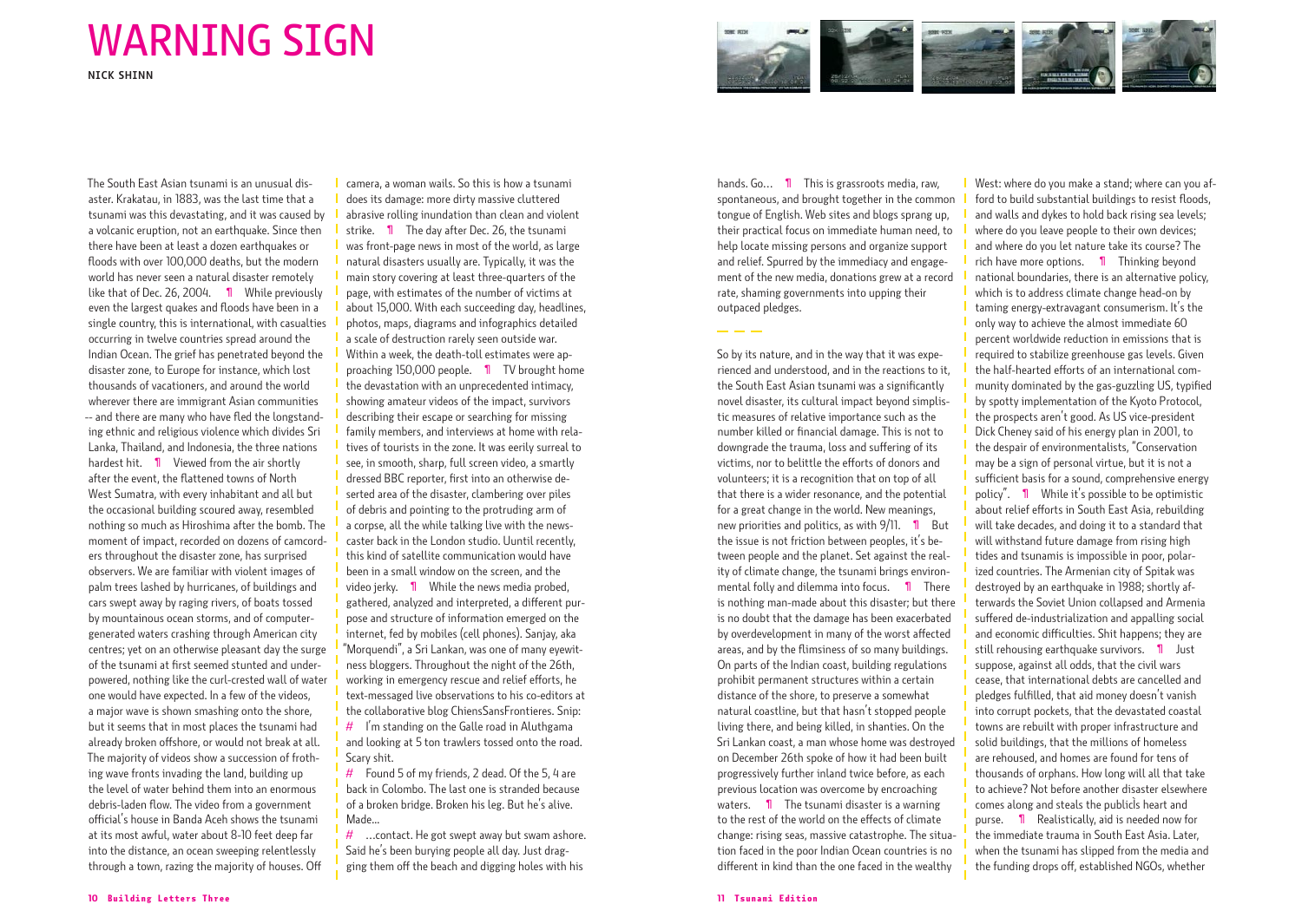# WARNING SIGN

**NICK SHINN**

The South East Asian tsunami is an unusual disaster. Krakatau, in 1883, was the last time that a tsunami was this devastating, and it was caused by a volcanic eruption, not an earthquake. Since then there have been at least a dozen earthquakes or floods with over 100,000 deaths, but the modern world has never seen a natural disaster remotely like that of Dec. 26, 2004. ¶ While previously even the largest quakes and floods have been in a single country, this is international, with casualties occurring in twelve countries spread around the Indian Ocean. The grief has penetrated beyond the disaster zone, to Europe for instance, which lost thousands of vacationers, and around the world wherever there are immigrant Asian communities -- and there are many who have fled the longstanding ethnic and religious violence which divides Sri Lanka, Thailand, and Indonesia, the three nations hardest hit. ¶ Viewed from the air shortly after the event, the flattened towns of North West Sumatra, with every inhabitant and all but the occasional building scoured away, resembled nothing so much as Hiroshima after the bomb. The moment of impact, recorded on dozens of camcorders throughout the disaster zone, has surprised observers. We are familiar with violent images of palm trees lashed by hurricanes, of buildings and cars swept away by raging rivers, of boats tossed by mountainous ocean storms, and of computer-generated waters crashing through American city centres; yet on an otherwise pleasant day the surge of the tsunami at first seemed stunted and underpowered, nothing like the curl-crested wall of water one would have expected. In a few of the videos, a major wave is shown smashing onto the shore, but it seems that in most places the tsunami had already broken offshore, or would not break at all. The majority of videos show a succession of frothing wave fronts invading the land, building up the level of water behind them into an enormous debris-laden flow. The video from a government official's house in Banda Aceh shows the tsunami at its most awful, water about 8-10 feet deep far into the distance, an ocean sweeping relentlessly through a town, razing the majority of houses. Off camera, a woman wails. So this is how a tsunami does its damage: more dirty massive cluttered abrasive rolling inundation than clean and violent strike. ¶ The day after Dec. 26, the tsunami was front-page news in most of the world, as large natural disasters usually are. Typically, it was the main story covering at least three-quarters of the page, with estimates of the number of victims at about 15,000. With each succeeding day, headlines, photos, maps, diagrams and infographics detailed a scale of destruction rarely seen outside war. Within a week, the death-toll estimates were approaching 150,000 people. ¶ TV brought home the devastation with an unprecedented intimacy, showing amateur videos of the impact, survivors describing their escape or searching for missing family members, and interviews at home with relatives of tourists in the zone. It was eerily surreal to see, in smooth, sharp, full screen video, a smartly dressed BBC reporter, first into an otherwise deserted area of the disaster, clambering over piles of debris and pointing to the protruding arm of a corpse, all the while talking live with the newscaster back in the London studio. Uuntil recently, this kind of satellite communication would have been in a small window on the screen, and the video jerky. ¶ While the news media probed, gathered, analyzed and interpreted, a different purpose and structure of information emerged on the internet, fed by mobiles (cell phones). Sanjay, aka "Morquendi", a Sri Lankan, was one of many eyewitness bloggers. Throughout the night of the 26th, working in emergency rescue and relief efforts, he text-messaged live observations to his co-editors at the collaborative blog ChiensSansFrontieres. Snip:

# I'm standing on the Galle road in Aluthgama and looking at 5 ton trawlers tossed onto the road. Scary shit.

# Found 5 of my friends, 2 dead. Of the 5, 4 are back in Colombo. The last one is stranded because of a broken bridge. Broken his leg. But he's alive. Made...

# ...contact. He got swept away but swam ashore. Said he's been burying people all day. Just dragging them off the beach and digging holes with his hands. Go...

¶ This is grassroots media, raw, spontaneous, and brought together in the common tongue of English. Web sites and blogs sprang up, their practical focus on immediate human need, to help locate missing persons and organize support and relief. Spurred by the immediacy and engagement of the new media, donations grew at a record rate, shaming governments into upping their outpaced pledges.

— — —

So by its nature, and in the way that it was experienced and understood, and in the reactions to it, the South East Asian tsunami was a significantly novel disaster, its cultural impact beyond simplistic measures of relative importance such as the number killed or financial damage. This is not to downgrade the trauma, loss and suffering of its victims, nor to belittle the efforts of donors and volunteers; it is a recognition that on top of all that there is a wider resonance, and the potential for a great change in the world. New meanings, new priorities and politics, as with 9/11. ¶ But the issue is not friction between peoples, it's between people and the planet. Set against the reality of climate change, the tsunami brings environmental folly and dilemma into focus. ¶ There is nothing man-made about this disaster; but there is no doubt that the damage has been exacerbated by overdevelopment in many of the worst affected areas, and by the flimsiness of so many buildings. On parts of the Indian coast, building regulations prohibit permanent structures within a certain distance of the shore, to preserve a somewhat natural coastline, but that hasn't stopped people living there, and being killed, in shanties. On the Sri Lankan coast, a man whose home was destroyed on December 26th spoke of how it had been built progressively further inland twice before, as each previous location was overcome by encroaching waters. ¶ The tsunami disaster is a warning to the rest of the world on the effects of climate change: rising seas, massive catastrophe. The situation faced in the poor Indian Ocean countries is no different in kind than the one faced in the wealthy West: where do you make a stand; where can you afford to build substantial buildings to resist floods, and walls and dykes to hold back rising sea levels; where do you leave people to their own devices; and where do you let nature take its course? The rich have more options. ¶ Thinking beyond national boundaries, there is an alternative policy, which is to address climate change head-on by taming energy-extravagant consumerism. It's the only way to achieve the almost immediate 60 percent worldwide reduction in emissions that is required to stabilize greenhouse gas levels. Given the half-hearted efforts of an international community dominated by the gas-guzzling US, typified by spotty implementation of the Kyoto Protocol, the prospects aren't good. As US vice-president Dick Cheney said of his energy plan in 2001, to the despair of environmentalists, "Conservation may be a sign of personal virtue, but it is not a sufficient basis for a sound, comprehensive energy policy". ¶ While it's possible to be optimistic about relief efforts in South East Asia, rebuilding will take decades, and doing it to a standard that will withstand future damage from rising high tides and tsunamis is impossible in poor, polarized countries. The Armenian city of Spitak was destroyed by an earthquake in 1988; shortly afterwards the Soviet Union collapsed and Armenia suffered de-industrialization and appalling social and economic difficulties. Shit happens; they are still rehousing earthquake survivors. ¶ Just suppose, against all odds, that the civil wars cease, that international debts are cancelled and pledges fulfilled, that aid money doesn't vanish into corrupt pockets, that the devastated coastal towns are rebuilt with proper infrastructure and solid buildings, that the millions of homeless are rehoused, and homes are found for tens of thousands of orphans. How long will all that take to achieve? Not before another disaster elsewhere comes along and steals the public's heart and purse. ¶ Realistically, aid is needed now for the immediate trauma in South East Asia. Later, when the tsunami has slipped from the media and the funding drops off, established NGOs, whether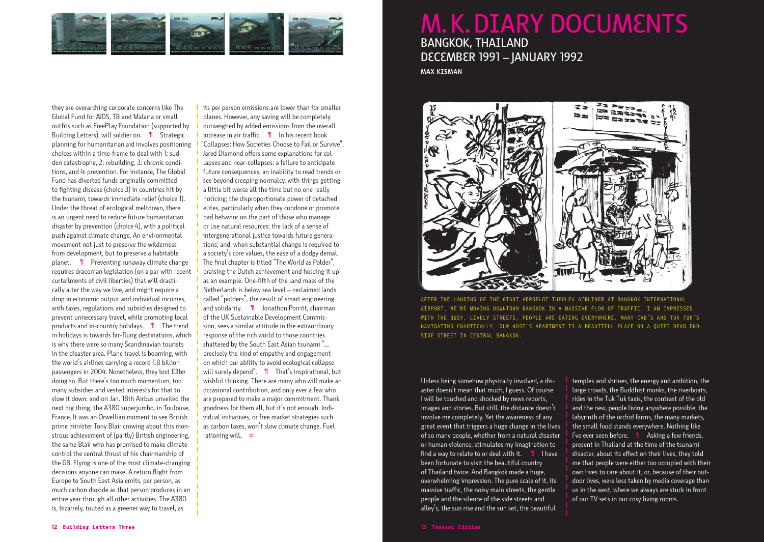they are overarching corporate concerns like The Global Fund for AIDS, TB and Malaria or small outfits such as FreePlay Foundation (supported by Building Letters), will soldier on. ¶ Strategic planning for humanitarian aid involves positioning choices within a time-frame to deal with 1: sudden catastrophe, 2: rebuilding, 3: chronic conditions, and 4: prevention. For instance, The Global Fund has diverted funds originally committed to fighting disease (choice 3) in countries hit by the tsunami, towards immediate relief (choice 1). Under the threat of ecological meltdown, there is an urgent need to reduce future humanitarian disaster by prevention (choice 4), with a political push against climate change. An environmental movement not just to preserve the wilderness from development, but to preserve a habitable planet. ¶ Preventing runaway climate change requires draconian legislation (on a par with recent curtailments of civil liberties) that will drastically alter the way we live, and might require a drop in economic output and individual incomes, with taxes, regulations and subsidies designed to prevent unnecessary travel, while promoting local products and in-country holidays. ¶ The trend in holidays is towards far-flung destinations, which is why there were so many Scandinavian tourists in the disaster area. Plane travel is booming, with the world's airlines carrying a record 1.8 billion passengers in 2004. Nonetheless, they lost £3bn doing so. But there's too much momentum, too many subsidies and vested interests for that to slow it down, and on Jan. 18th Airbus unveiled the next big thing, the A380 superjumbo, in Toulouse, France. It was an Orwellian moment to see British prime minister Tony Blair crowing about this monstrous achievement of (partly) British engineering, the same Blair who has promised to make climate control the central thrust of his chairmanship of the G8. Flying is one of the most climate-changing decisions anyone can make. A return flight from Europe to South East Asia emits, per person, as much carbon dioxide as that person produces in an entire year through all other activities. The A380 is, bizarrely, touted as a greener way to travel, as its per person emissions are lower than for smaller planes. However, any saving will be completely outweighed by added emissions from the overall increase in air traffic. ¶ In his recent book "Collapses: How Societies Choose to Fail or Survive", Jared Diamond offers some explanations for collapses and near-collapses: a failure to anticipate future consequences; an inability to read trends or see beyond creeping normalcy, with things getting a little bit worse all the time but no one really noticing; the disproportionate power of detached elites, particularly when they condone or promote bad behavior on the part of those who manage or use natural resources; the lack of a sense of intergenerational justice towards future generations; and, when substantial change is required to a society's core values, the ease of a dodgy denial. The final chapter is titled "The World as Polder", praising the Dutch achievement and holding it up as an example. One-fifth of the land mass of the Netherlands is below sea level -- reclaimed lands called "polders", the result of smart engineering and solidarity. ¶ Jonathon Porritt, chairman of the UK Sustainable Development Commission, sees a similar attitude in the extraordinary response of the rich world to those countries shattered by the South East Asian tsunami "... precisely the kind of empathy and engagement on which our ability to avoid ecological collapse will surely depend". ¶ That's inspirational, but wishful thinking. There are many who will make an occasional contribution, and only ever a few who are prepared to make a major commitment. Thank goodness for them all, but it's not enough. Individual initiatives, or free market strategies such as carbon taxes, won't slow climate change. Fuel rationing will. ≈

# M.K. DIARY DOCUMENTS

## BANGKOK, THAILAND
## DECEMBER 1991 – JANUARY 1992

**MAX KISMAN**

AFTER THE LANDING OF THE GIANT AEROFLOT TUPOLEV AIRLINER AT BANGKOK INTERNATIONAL AIRPORT, WE'RE MOVING DOWNTOWN BANGKOK IN A MASSIVE FLOW OF TRAFFIC. I AM IMPRESSED WITH THE BUSY, LIVELY STREETS. PEOPLE ARE EATING EVERYWHERE. MANY CAB'S AND TUK TUK'S NAVIGATING CHAOTICALLY. OUR HOST'S APARTMENT IS A BEAUTIFUL PLACE ON A QUIET DEAD END SIDE STREET IN CENTRAL BANGKOK.

Unless being somehow physically involved, a disaster doesn't mean that much, I guess. Of course I will be touched and shocked by news reports, images and stories. But still, the distance doesn't involve me completely. Yet the awareness of any great event that triggers a huge change in the lives of so many people, whether from a natural disaster or human violence, stimulates my imagination to find a way to relate to or deal with it. ¶ I have been fortunate to visit the beautiful country of Thailand twice. And Bangkok made a huge, overwhelming impression. The pure scale of it, its massive traffic, the noisy main streets, the gentle people and the silence of the side streets and alley's, the sun rise and the sun set, the beautiful temples and shrines, the energy and ambition, the large crowds, the Buddhist monks, the riverboats, rides in the Tuk Tuk taxis, the contrast of the old and the new, people living anywhere possible, the labyrinth of the orchid farms, the many markets, the small food stands everywhere. Nothing like I've ever seen before. ¶ Asking a few friends, present in Thailand at the time of the tsunami disaster, about its effect on their lives, they told me that people were either too occupied with their own lives to care about it, or, because of their outdoor lives, were less taken by media coverage than us in the west, where we always are stuck in front of our TV sets in our cosy living rooms.